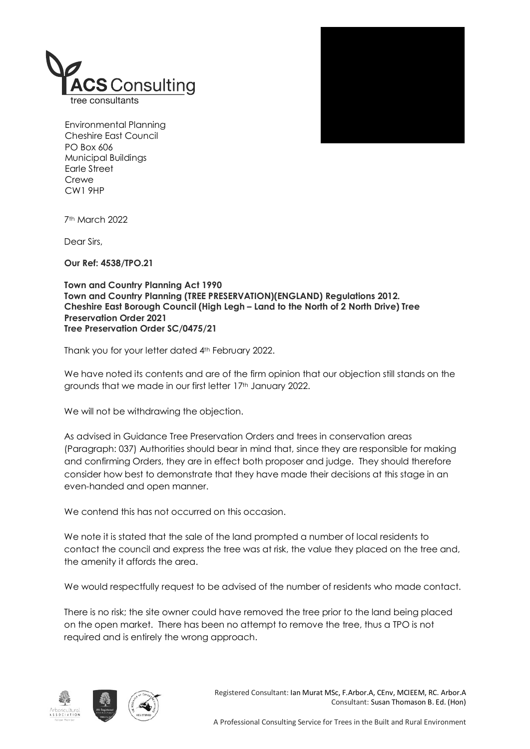**ACS Consulting**
tree consultants

Environmental Planning
Cheshire East Council
PO Box 606
Municipal Buildings
Earle Street
Crewe
CW1 9HP

7th March 2022

Dear Sirs,

**Our Ref: 4538/TPO.21**

**Town and Country Planning Act 1990**
**Town and Country Planning (TREE PRESERVATION)(ENGLAND) Regulations 2012.**
**Cheshire East Borough Council (High Legh – Land to the North of 2 North Drive) Tree Preservation Order 2021**
**Tree Preservation Order SC/0475/21**

Thank you for your letter dated 4th February 2022.

We have noted its contents and are of the firm opinion that our objection still stands on the grounds that we made in our first letter 17th January 2022.

We will not be withdrawing the objection.

As advised in Guidance Tree Preservation Orders and trees in conservation areas (Paragraph: 037) Authorities should bear in mind that, since they are responsible for making and confirming Orders, they are in effect both proposer and judge. They should therefore consider how best to demonstrate that they have made their decisions at this stage in an even-handed and open manner.

We contend this has not occurred on this occasion.

We note it is stated that the sale of the land prompted a number of local residents to contact the council and express the tree was at risk, the value they placed on the tree and, the amenity it affords the area.

We would respectfully request to be advised of the number of residents who made contact.

There is no risk; the site owner could have removed the tree prior to the land being placed on the open market. There has been no attempt to remove the tree, thus a TPO is not required and is entirely the wrong approach.

Registered Consultant: Ian Murat MSc, F.Arbor.A, CEnv, MCIEEM, RC. Arbor.A
Consultant: Susan Thomason B. Ed. (Hon)

A Professional Consulting Service for Trees in the Built and Rural Environment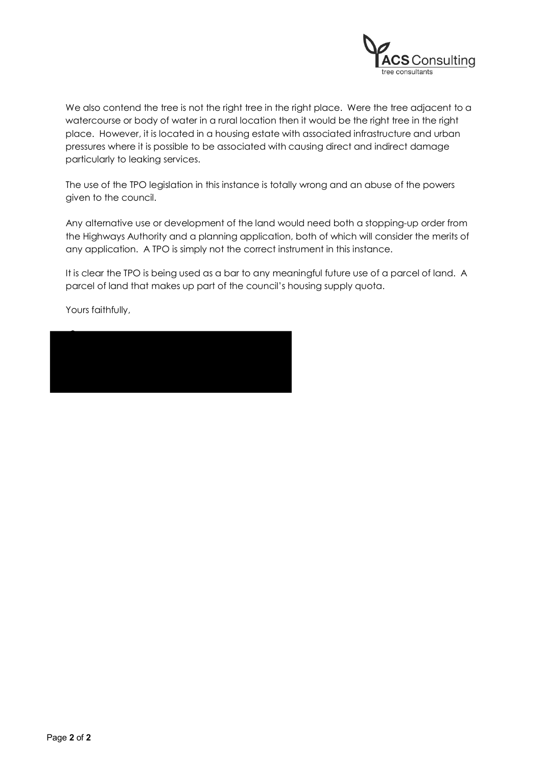We also contend the tree is not the right tree in the right place. Were the tree adjacent to a watercourse or body of water in a rural location then it would be the right tree in the right place. However, it is located in a housing estate with associated infrastructure and urban pressures where it is possible to be associated with causing direct and indirect damage particularly to leaking services.

The use of the TPO legislation in this instance is totally wrong and an abuse of the powers given to the council.

Any alternative use or development of the land would need both a stopping-up order from the Highways Authority and a planning application, both of which will consider the merits of any application. A TPO is simply not the correct instrument in this instance.

It is clear the TPO is being used as a bar to any meaningful future use of a parcel of land. A parcel of land that makes up part of the council's housing supply quota.

Yours faithfully,